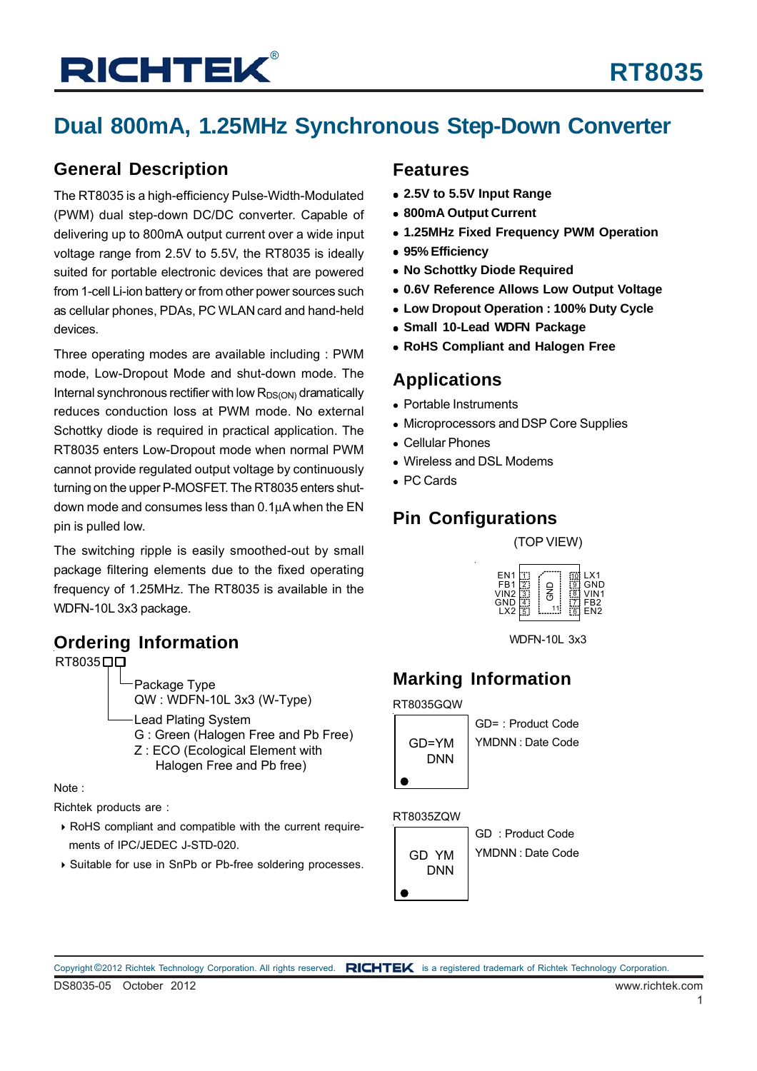# RT8035

## Dual 800mA, 1.25MHz Synchronous Step-Down Converter

### General Description

The RT8035 is a high-efficiency Pulse-Width-Modulated (PWM) dual step-down DC/DC converter. Capable of delivering up to 800mA output current over a wide input voltage range from 2.5V to 5.5V, the RT8035 is ideally suited for portable electronic devices that are powered from 1-cell Li-ion battery or from other power sources such as cellular phones, PDAs, PC WLAN card and hand-held devices.

Three operating modes are available including : PWM mode, Low-Dropout Mode and shut-down mode. The Internal synchronous rectifier with low $R_{DS(ON)}$ dramatically reduces conduction loss at PWM mode. No external Schottky diode is required in practical application. The RT8035 enters Low-Dropout mode when normal PWM cannot provide regulated output voltage by continuously turning on the upper P-MOSFET. The RT8035 enters shut-down mode and consumes less than 0.1μA when the EN pin is pulled low.

The switching ripple is easily smoothed-out by small package filtering elements due to the fixed operating frequency of 1.25MHz. The RT8035 is available in the WDFN-10L 3x3 package.

### Ordering Information

RT8035□□

- Package Type
  - QW : WDFN-10L 3x3 (W-Type)
- Lead Plating System
  - G : Green (Halogen Free and Pb Free)
  - Z : ECO (Ecological Element with Halogen Free and Pb free)

Note :

Richtek products are :

- RoHS compliant and compatible with the current requirements of IPC/JEDEC J-STD-020.
- Suitable for use in SnPb or Pb-free soldering processes.

### Features

- **2.5V to 5.5V Input Range**
- **800mA Output Current**
- **1.25MHz Fixed Frequency PWM Operation**
- **95% Efficiency**
- **No Schottky Diode Required**
- **0.6V Reference Allows Low Output Voltage**
- **Low Dropout Operation : 100% Duty Cycle**
- **Small 10-Lead WDFN Package**
- **RoHS Compliant and Halogen Free**

### Applications

- Portable Instruments
- Microprocessors and DSP Core Supplies
- Cellular Phones
- Wireless and DSL Modems
- PC Cards

### Pin Configurations

(TOP VIEW)

| Left Pin | No. | | No. | Right Pin |
|---|---|---|---|---|
| EN1 | 1 | GND (11) | 10 | LX1 |
| FB1 | 2 | | 9 | GND |
| VIN2 | 3 | | 8 | VIN1 |
| GND | 4 | | 7 | FB2 |
| LX2 | 5 | | 6 | EN2 |

WDFN-10L 3x3

### Marking Information

RT8035GQW

GD=YM
DNN

GD= : Product Code
YMDNN : Date Code

RT8035ZQW

GD YM
DNN

GD : Product Code
YMDNN : Date Code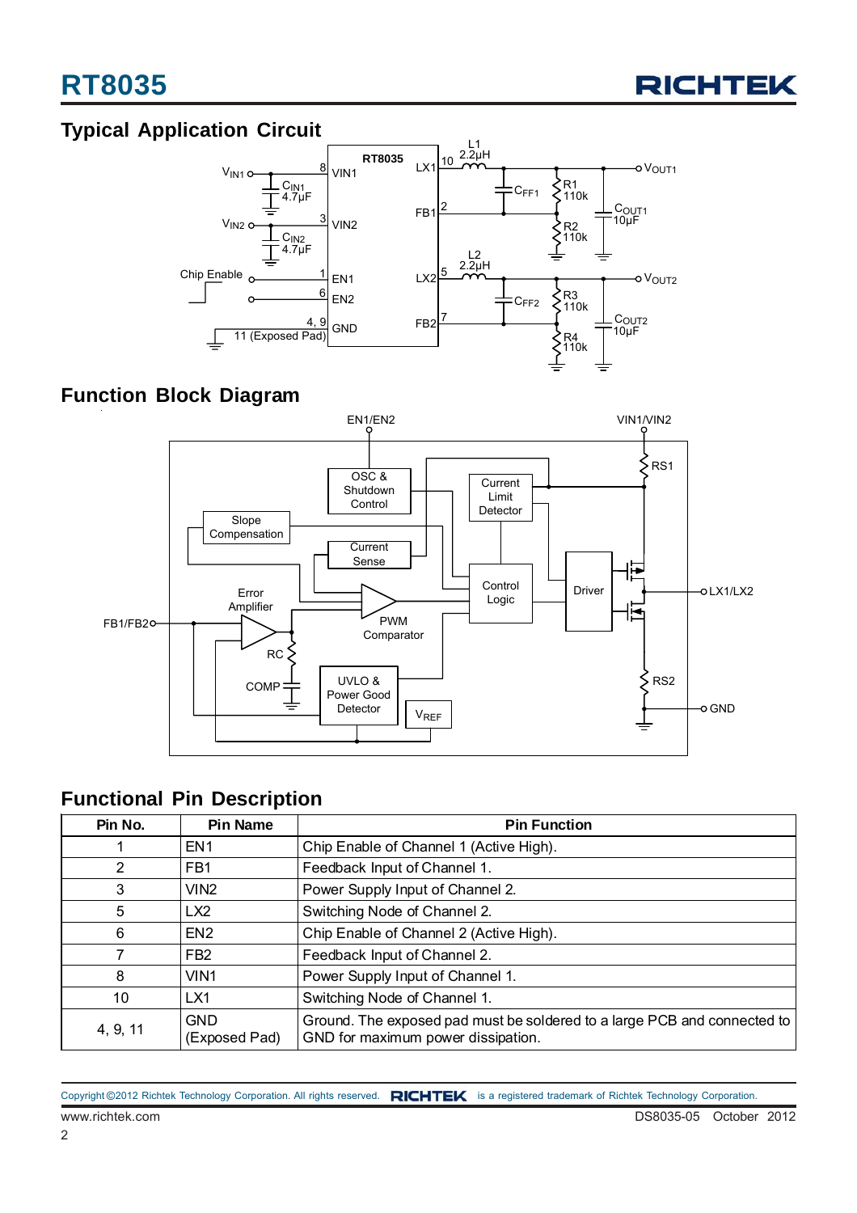## Typical Application Circuit

## Function Block Diagram

## Functional Pin Description

| Pin No. | Pin Name | Pin Function |
|---|---|---|
| 1 | EN1 | Chip Enable of Channel 1 (Active High). |
| 2 | FB1 | Feedback Input of Channel 1. |
| 3 | VIN2 | Power Supply Input of Channel 2. |
| 5 | LX2 | Switching Node of Channel 2. |
| 6 | EN2 | Chip Enable of Channel 2 (Active High). |
| 7 | FB2 | Feedback Input of Channel 2. |
| 8 | VIN1 | Power Supply Input of Channel 1. |
| 10 | LX1 | Switching Node of Channel 1. |
| 4, 9, 11 | GND (Exposed Pad) | Ground. The exposed pad must be soldered to a large PCB and connected to GND for maximum power dissipation. |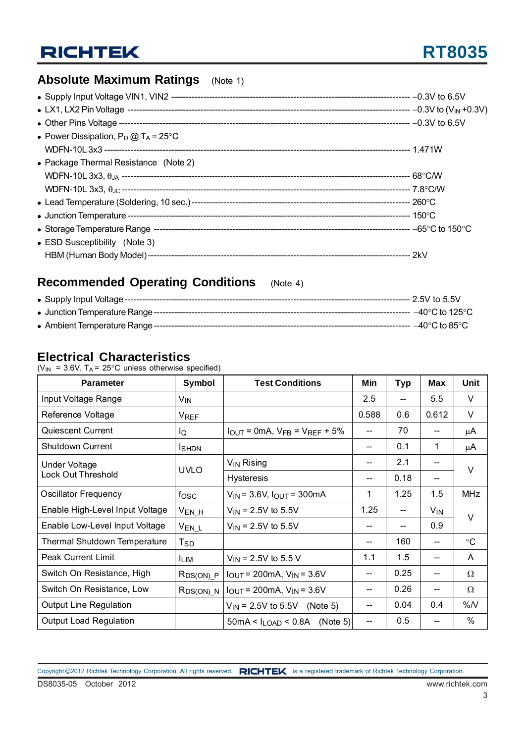## Absolute Maximum Ratings (Note 1)

- Supply Input Voltage VIN1, VIN2 ------------------------------------------------------------ –0.3V to 6.5V
- LX1, LX2 Pin Voltage ------------------------------------------------------------ –0.3V to ($V_{IN}$ +0.3V)
- Other Pins Voltage ------------------------------------------------------------ –0.3V to 6.5V
- Power Dissipation, $P_D$ @ $T_A$ = 25°C
  WDFN-10L 3x3 ------------------------------------------------------------ 1.471W
- Package Thermal Resistance (Note 2)
  WDFN-10L 3x3, $\theta_{JA}$ ------------------------------------------------------------ 68°C/W
  WDFN-10L 3x3, $\theta_{JC}$ ------------------------------------------------------------ 7.8°C/W
- Lead Temperature (Soldering, 10 sec.) ------------------------------------------------------------ 260°C
- Junction Temperature ------------------------------------------------------------ 150°C
- Storage Temperature Range ------------------------------------------------------------ –65°C to 150°C
- ESD Susceptibility (Note 3)
  HBM (Human Body Model) ------------------------------------------------------------ 2kV

## Recommended Operating Conditions (Note 4)

- Supply Input Voltage ------------------------------------------------------------ 2.5V to 5.5V
- Junction Temperature Range ------------------------------------------------------------ –40°C to 125°C
- Ambient Temperature Range ------------------------------------------------------------ –40°C to 85°C

## Electrical Characteristics

($V_{IN}$ = 3.6V, $T_A$ = 25°C unless otherwise specified)

| Parameter | Symbol | Test Conditions | Min | Typ | Max | Unit |
|---|---|---|---|---|---|---|
| Input Voltage Range | $V_{IN}$ | | 2.5 | -- | 5.5 | V |
| Reference Voltage | $V_{REF}$ | | 0.588 | 0.6 | 0.612 | V |
| Quiescent Current | $I_Q$ | $I_{OUT}$ = 0mA, $V_{FB}$ = $V_{REF}$ + 5% | -- | 70 | -- | μA |
| Shutdown Current | $I_{SHDN}$ | | -- | 0.1 | 1 | μA |
| Under Voltage Lock Out Threshold | UVLO | $V_{IN}$ Rising | -- | 2.1 | -- | V |
| | | Hysteresis | -- | 0.18 | -- | |
| Oscillator Frequency | $f_{OSC}$ | $V_{IN}$ = 3.6V, $I_{OUT}$ = 300mA | 1 | 1.25 | 1.5 | MHz |
| Enable High-Level Input Voltage | $V_{EN\_H}$ | $V_{IN}$ = 2.5V to 5.5V | 1.25 | -- | $V_{IN}$ | V |
| Enable Low-Level Input Voltage | $V_{EN\_L}$ | $V_{IN}$ = 2.5V to 5.5V | -- | -- | 0.9 | |
| Thermal Shutdown Temperature | $T_{SD}$ | | -- | 160 | -- | °C |
| Peak Current Limit | $I_{LIM}$ | $V_{IN}$ = 2.5V to 5.5 V | 1.1 | 1.5 | -- | A |
| Switch On Resistance, High | $R_{DS(ON)\_P}$ | $I_{OUT}$ = 200mA, $V_{IN}$ = 3.6V | -- | 0.25 | -- | Ω |
| Switch On Resistance, Low | $R_{DS(ON)\_N}$ | $I_{OUT}$ = 200mA, $V_{IN}$ = 3.6V | -- | 0.26 | -- | Ω |
| Output Line Regulation | | $V_{IN}$ = 2.5V to 5.5V (Note 5) | -- | 0.04 | 0.4 | %/V |
| Output Load Regulation | | 50mA < $I_{LOAD}$ < 0.8A (Note 5) | -- | 0.5 | -- | % |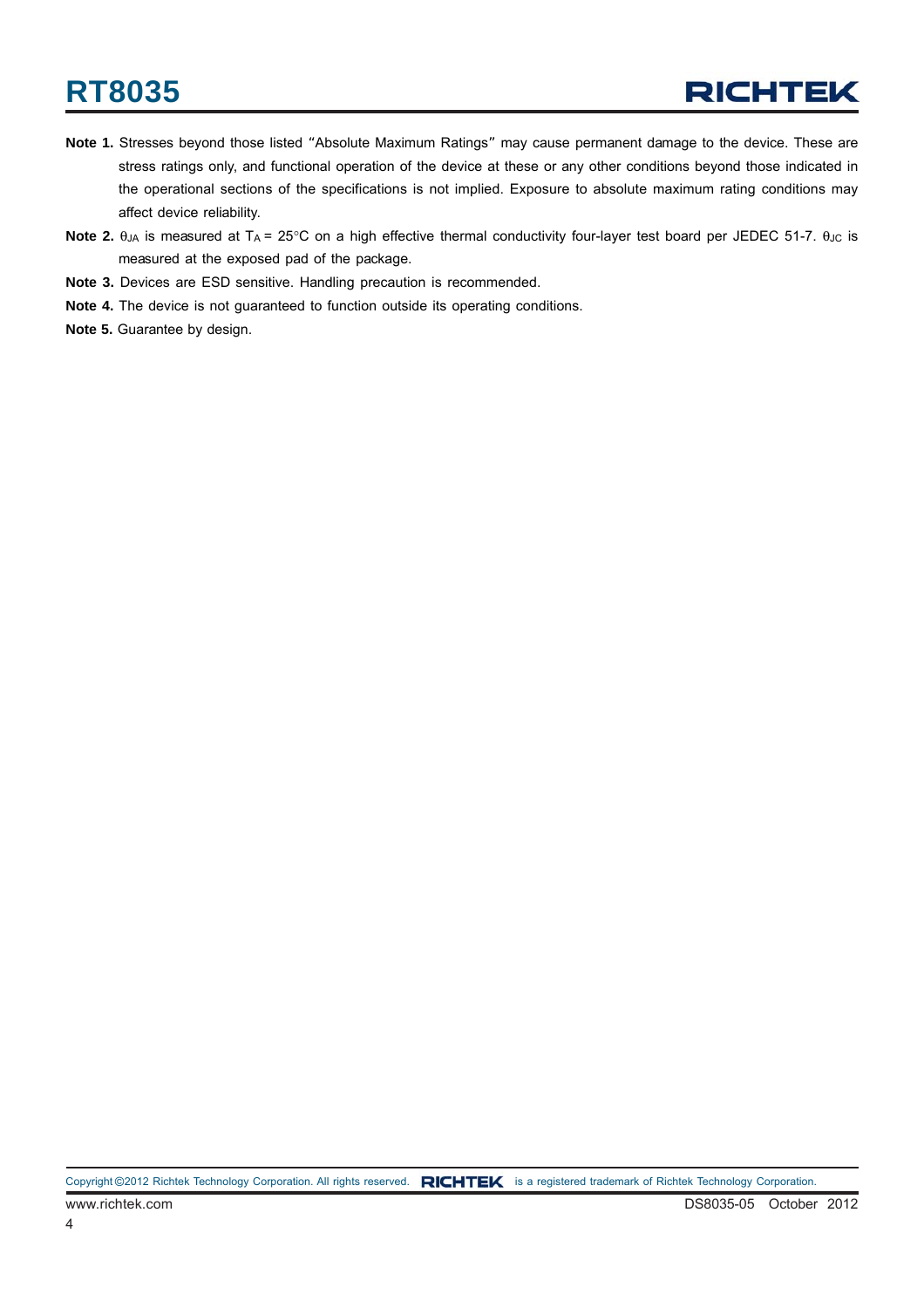**Note 1.** Stresses beyond those listed "Absolute Maximum Ratings" may cause permanent damage to the device. These are stress ratings only, and functional operation of the device at these or any other conditions beyond those indicated in the operational sections of the specifications is not implied. Exposure to absolute maximum rating conditions may affect device reliability.

**Note 2.** $\theta_{JA}$ is measured at $T_A$ = 25°C on a high effective thermal conductivity four-layer test board per JEDEC 51-7. $\theta_{JC}$ is measured at the exposed pad of the package.

**Note 3.** Devices are ESD sensitive. Handling precaution is recommended.

**Note 4.** The device is not guaranteed to function outside its operating conditions.

**Note 5.** Guarantee by design.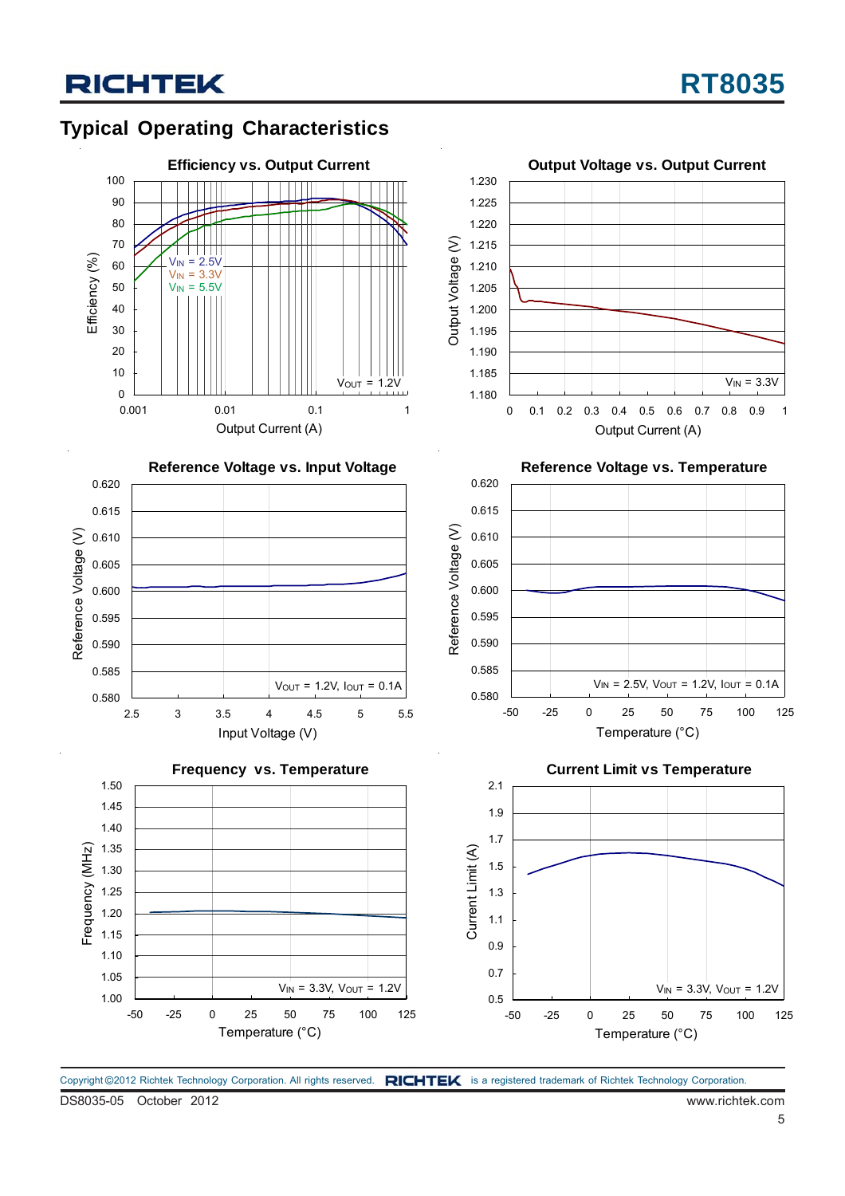## Typical Operating Characteristics

**Efficiency vs. Output Current**

Efficiency (%) vs. Output Current (A); $V_{IN}$ = 2.5V, $V_{IN}$ = 3.3V, $V_{IN}$ = 5.5V; $V_{OUT}$ = 1.2V

**Output Voltage vs. Output Current**

Output Voltage (V) vs. Output Current (A); $V_{IN}$ = 3.3V

**Reference Voltage vs. Input Voltage**

Reference Voltage (V) vs. Input Voltage (V); $V_{OUT}$ = 1.2V, $I_{OUT}$ = 0.1A

**Reference Voltage vs. Temperature**

Reference Voltage (V) vs. Temperature (°C); $V_{IN}$ = 2.5V, $V_{OUT}$ = 1.2V, $I_{OUT}$ = 0.1A

**Frequency vs. Temperature**

Frequency (MHz) vs. Temperature (°C); $V_{IN}$ = 3.3V, $V_{OUT}$ = 1.2V

**Current Limit vs Temperature**

Current Limit (A) vs. Temperature (°C); $V_{IN}$ = 3.3V, $V_{OUT}$ = 1.2V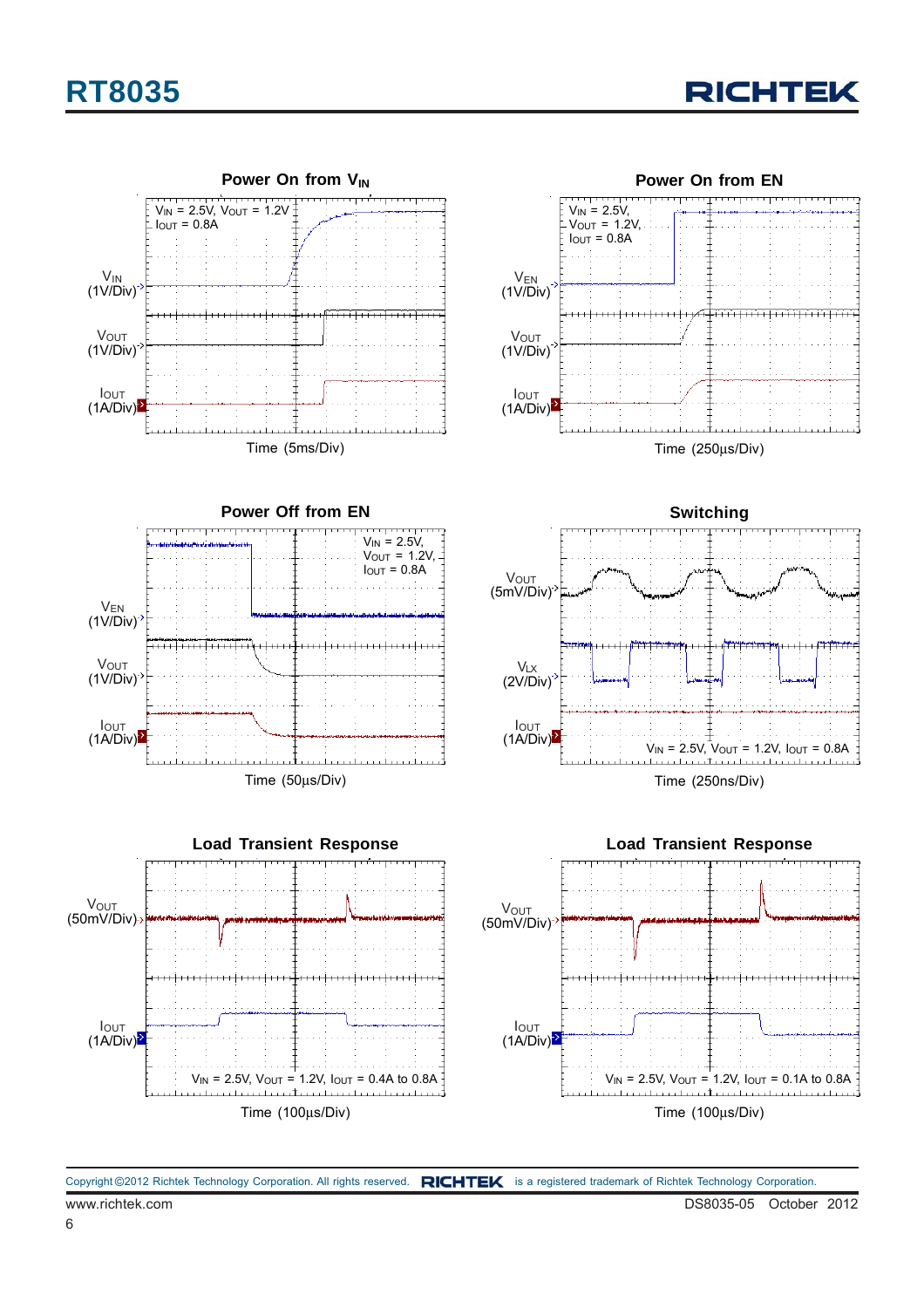### Power On from $V_{IN}$

$V_{IN}$ = 2.5V, $V_{OUT}$ = 1.2V
$I_{OUT}$ = 0.8A

$V_{IN}$ (1V/Div)

$V_{OUT}$ (1V/Div)

$I_{OUT}$ (1A/Div)

Time (5ms/Div)

### Power On from EN

$V_{IN}$ = 2.5V,
$V_{OUT}$ = 1.2V,
$I_{OUT}$ = 0.8A

$V_{EN}$ (1V/Div)

$V_{OUT}$ (1V/Div)

$I_{OUT}$ (1A/Div)

Time (250μs/Div)

### Power Off from EN

$V_{IN}$ = 2.5V,
$V_{OUT}$ = 1.2V,
$I_{OUT}$ = 0.8A

$V_{EN}$ (1V/Div)

$V_{OUT}$ (1V/Div)

$I_{OUT}$ (1A/Div)

Time (50μs/Div)

### Switching

$V_{OUT}$ (5mV/Div)

$V_{LX}$ (2V/Div)

$I_{OUT}$ (1A/Div)

$V_{IN}$ = 2.5V, $V_{OUT}$ = 1.2V, $I_{OUT}$ = 0.8A

Time (250ns/Div)

### Load Transient Response

$V_{OUT}$ (50mV/Div)

$I_{OUT}$ (1A/Div)

$V_{IN}$ = 2.5V, $V_{OUT}$ = 1.2V, $I_{OUT}$ = 0.4A to 0.8A

Time (100μs/Div)

### Load Transient Response

$V_{OUT}$ (50mV/Div)

$I_{OUT}$ (1A/Div)

$V_{IN}$ = 2.5V, $V_{OUT}$ = 1.2V, $I_{OUT}$ = 0.1A to 0.8A

Time (100μs/Div)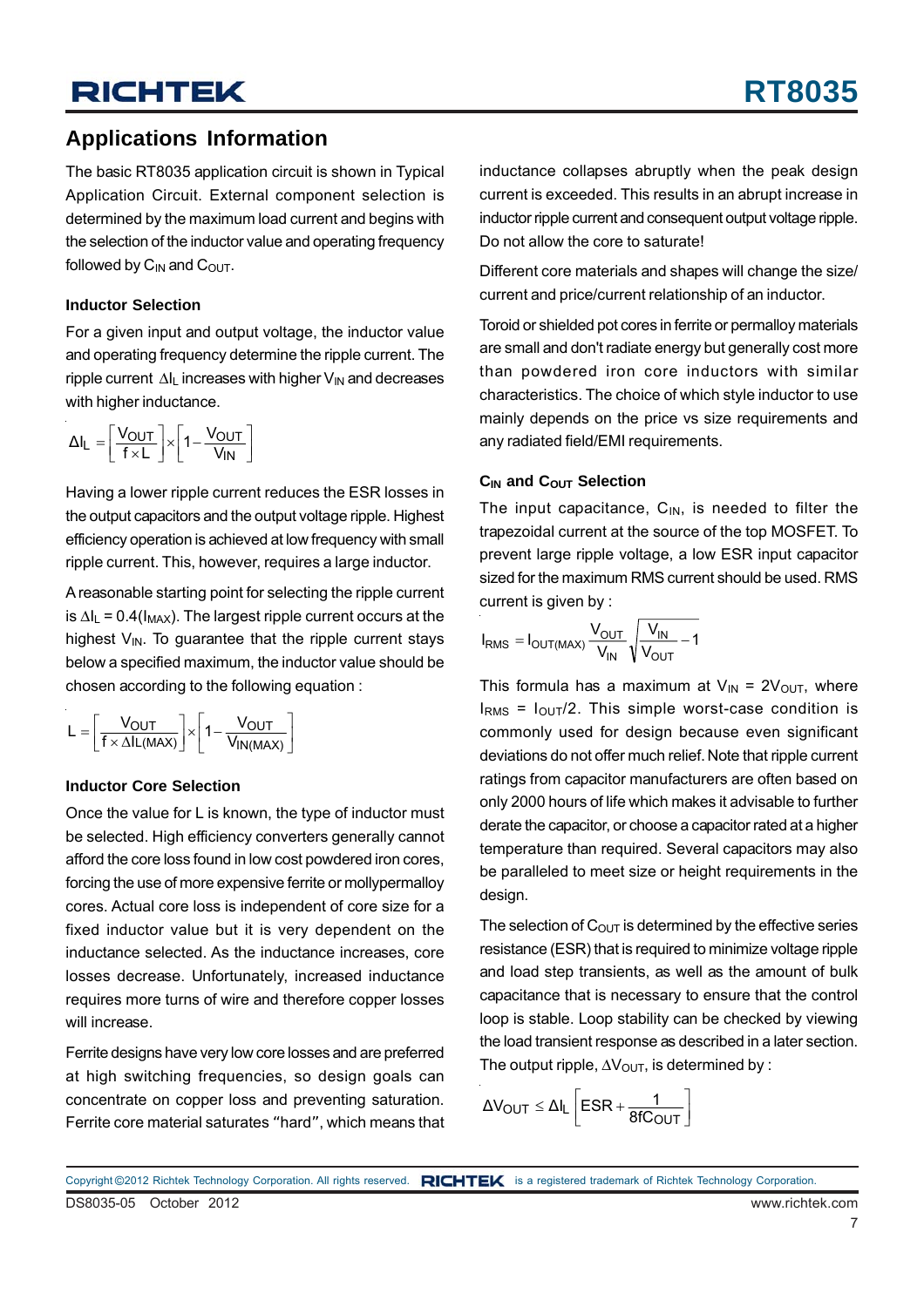## Applications Information

The basic RT8035 application circuit is shown in Typical Application Circuit. External component selection is determined by the maximum load current and begins with the selection of the inductor value and operating frequency followed by $C_{IN}$ and $C_{OUT}$.

### Inductor Selection

For a given input and output voltage, the inductor value and operating frequency determine the ripple current. The ripple current $\Delta I_L$ increases with higher $V_{IN}$ and decreases with higher inductance.

$$\Delta I_L = \left[\frac{V_{OUT}}{f \times L}\right] \times \left[1 - \frac{V_{OUT}}{V_{IN}}\right]$$

Having a lower ripple current reduces the ESR losses in the output capacitors and the output voltage ripple. Highest efficiency operation is achieved at low frequency with small ripple current. This, however, requires a large inductor.

A reasonable starting point for selecting the ripple current is $\Delta I_L = 0.4(I_{MAX})$. The largest ripple current occurs at the highest $V_{IN}$. To guarantee that the ripple current stays below a specified maximum, the inductor value should be chosen according to the following equation :

$$L = \left[\frac{V_{OUT}}{f \times \Delta I_{L(MAX)}}\right] \times \left[1 - \frac{V_{OUT}}{V_{IN(MAX)}}\right]$$

### Inductor Core Selection

Once the value for L is known, the type of inductor must be selected. High efficiency converters generally cannot afford the core loss found in low cost powdered iron cores, forcing the use of more expensive ferrite or mollypermalloy cores. Actual core loss is independent of core size for a fixed inductor value but it is very dependent on the inductance selected. As the inductance increases, core losses decrease. Unfortunately, increased inductance requires more turns of wire and therefore copper losses will increase.

Ferrite designs have very low core losses and are preferred at high switching frequencies, so design goals can concentrate on copper loss and preventing saturation. Ferrite core material saturates "hard", which means that inductance collapses abruptly when the peak design current is exceeded. This results in an abrupt increase in inductor ripple current and consequent output voltage ripple. Do not allow the core to saturate!

Different core materials and shapes will change the size/current and price/current relationship of an inductor.

Toroid or shielded pot cores in ferrite or permalloy materials are small and don't radiate energy but generally cost more than powdered iron core inductors with similar characteristics. The choice of which style inductor to use mainly depends on the price vs size requirements and any radiated field/EMI requirements.

### $C_{IN}$ and $C_{OUT}$ Selection

The input capacitance, $C_{IN}$, is needed to filter the trapezoidal current at the source of the top MOSFET. To prevent large ripple voltage, a low ESR input capacitor sized for the maximum RMS current should be used. RMS current is given by :

$$I_{RMS} = I_{OUT(MAX)} \frac{V_{OUT}}{V_{IN}} \sqrt{\frac{V_{IN}}{V_{OUT}} - 1}$$

This formula has a maximum at $V_{IN} = 2V_{OUT}$, where $I_{RMS} = I_{OUT}/2$. This simple worst-case condition is commonly used for design because even significant deviations do not offer much relief. Note that ripple current ratings from capacitor manufacturers are often based on only 2000 hours of life which makes it advisable to further derate the capacitor, or choose a capacitor rated at a higher temperature than required. Several capacitors may also be paralleled to meet size or height requirements in the design.

The selection of $C_{OUT}$ is determined by the effective series resistance (ESR) that is required to minimize voltage ripple and load step transients, as well as the amount of bulk capacitance that is necessary to ensure that the control loop is stable. Loop stability can be checked by viewing the load transient response as described in a later section. The output ripple, $\Delta V_{OUT}$, is determined by :

$$\Delta V_{OUT} \leq \Delta I_L \left[ESR + \frac{1}{8fC_{OUT}}\right]$$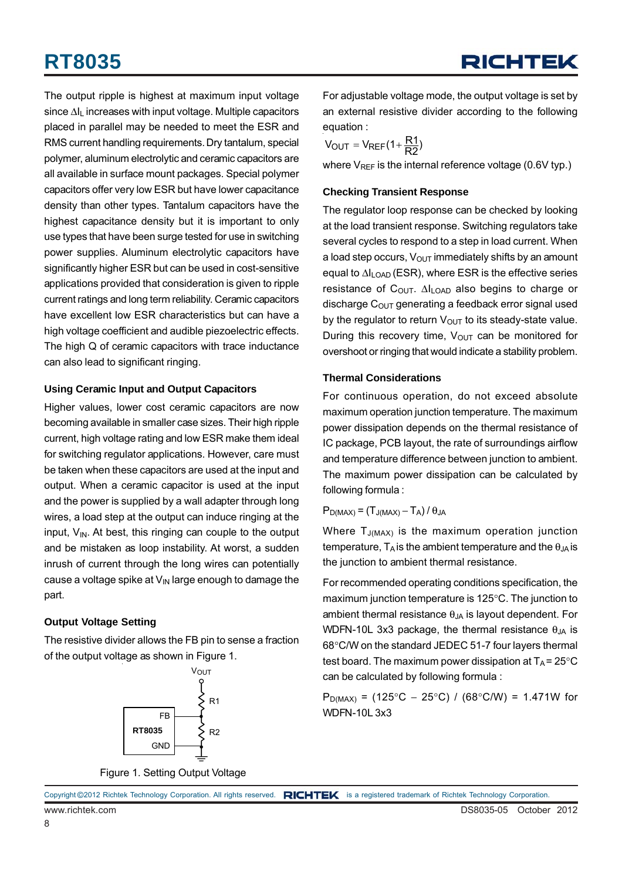The output ripple is highest at maximum input voltage since $\Delta I_L$ increases with input voltage. Multiple capacitors placed in parallel may be needed to meet the ESR and RMS current handling requirements. Dry tantalum, special polymer, aluminum electrolytic and ceramic capacitors are all available in surface mount packages. Special polymer capacitors offer very low ESR but have lower capacitance density than other types. Tantalum capacitors have the highest capacitance density but it is important to only use types that have been surge tested for use in switching power supplies. Aluminum electrolytic capacitors have significantly higher ESR but can be used in cost-sensitive applications provided that consideration is given to ripple current ratings and long term reliability. Ceramic capacitors have excellent low ESR characteristics but can have a high voltage coefficient and audible piezoelectric effects. The high Q of ceramic capacitors with trace inductance can also lead to significant ringing.

### Using Ceramic Input and Output Capacitors

Higher values, lower cost ceramic capacitors are now becoming available in smaller case sizes. Their high ripple current, high voltage rating and low ESR make them ideal for switching regulator applications. However, care must be taken when these capacitors are used at the input and output. When a ceramic capacitor is used at the input and the power is supplied by a wall adapter through long wires, a load step at the output can induce ringing at the input, $V_{IN}$. At best, this ringing can couple to the output and be mistaken as loop instability. At worst, a sudden inrush of current through the long wires can potentially cause a voltage spike at $V_{IN}$ large enough to damage the part.

### Output Voltage Setting

The resistive divider allows the FB pin to sense a fraction of the output voltage as shown in Figure 1.

Figure 1. Setting Output Voltage

For adjustable voltage mode, the output voltage is set by an external resistive divider according to the following equation :

$$V_{OUT} = V_{REF}\left(1+\frac{R1}{R2}\right)$$

where $V_{REF}$ is the internal reference voltage (0.6V typ.)

### Checking Transient Response

The regulator loop response can be checked by looking at the load transient response. Switching regulators take several cycles to respond to a step in load current. When a load step occurs, $V_{OUT}$ immediately shifts by an amount equal to $\Delta I_{LOAD}$ (ESR), where ESR is the effective series resistance of $C_{OUT}$. $\Delta I_{LOAD}$ also begins to charge or discharge $C_{OUT}$ generating a feedback error signal used by the regulator to return $V_{OUT}$ to its steady-state value. During this recovery time, $V_{OUT}$ can be monitored for overshoot or ringing that would indicate a stability problem.

### Thermal Considerations

For continuous operation, do not exceed absolute maximum operation junction temperature. The maximum power dissipation depends on the thermal resistance of IC package, PCB layout, the rate of surroundings airflow and temperature difference between junction to ambient. The maximum power dissipation can be calculated by following formula :

$$P_{D(MAX)} = (T_{J(MAX)} - T_A) / \theta_{JA}$$

Where $T_{J(MAX)}$ is the maximum operation junction temperature, $T_A$ is the ambient temperature and the $\theta_{JA}$ is the junction to ambient thermal resistance.

For recommended operating conditions specification, the maximum junction temperature is 125°C. The junction to ambient thermal resistance $\theta_{JA}$ is layout dependent. For WDFN-10L 3x3 package, the thermal resistance $\theta_{JA}$ is 68°C/W on the standard JEDEC 51-7 four layers thermal test board. The maximum power dissipation at $T_A$ = 25°C can be calculated by following formula :

$P_{D(MAX)}$ = (125°C − 25°C) / (68°C/W) = 1.471W for WDFN-10L 3x3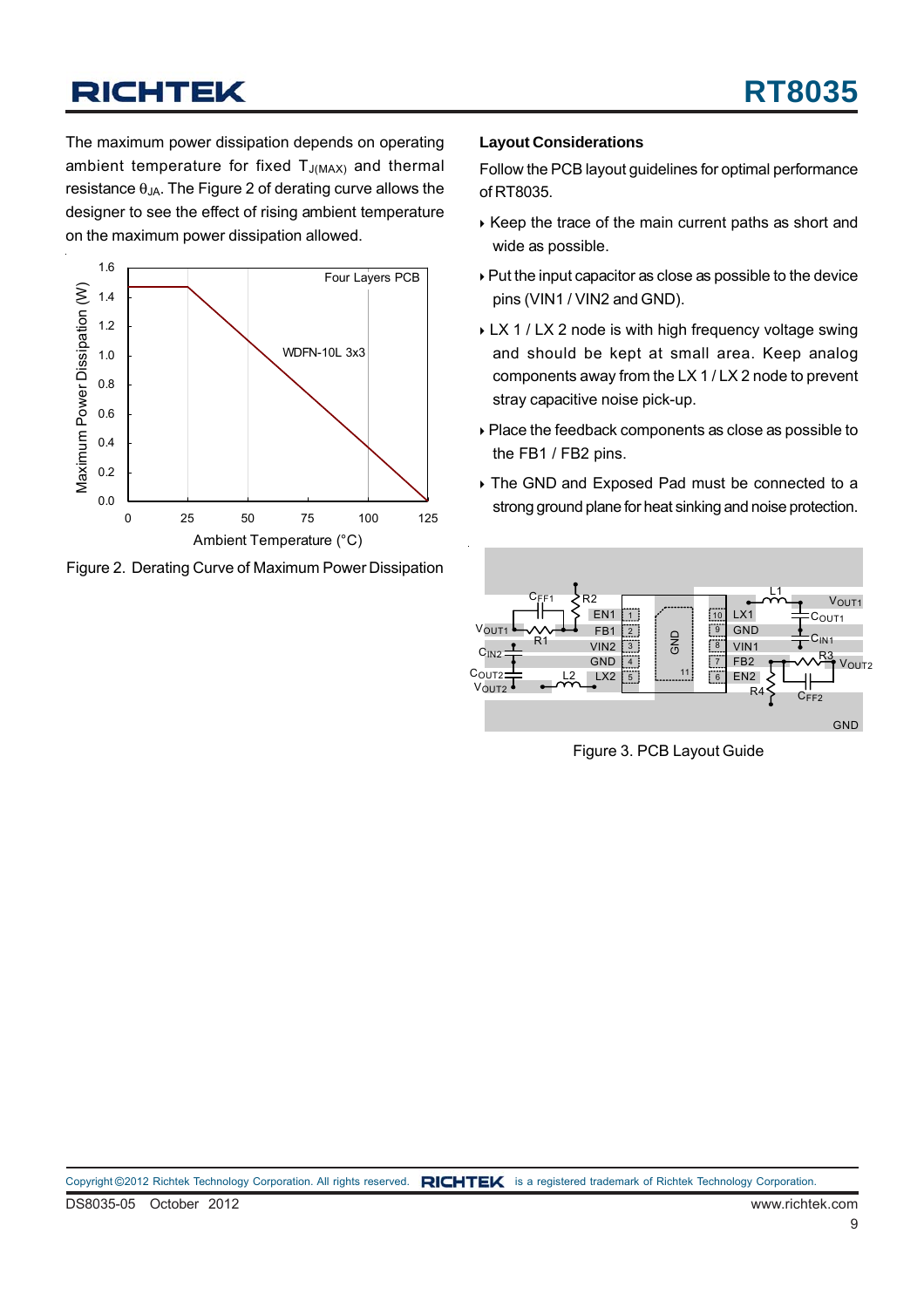The maximum power dissipation depends on operating ambient temperature for fixed $T_{J(MAX)}$ and thermal resistance $\theta_{JA}$. The Figure 2 of derating curve allows the designer to see the effect of rising ambient temperature on the maximum power dissipation allowed.

Figure 2. Derating Curve of Maximum Power Dissipation

### Layout Considerations

Follow the PCB layout guidelines for optimal performance of RT8035.

- Keep the trace of the main current paths as short and wide as possible.
- Put the input capacitor as close as possible to the device pins (VIN1 / VIN2 and GND).
- LX 1 / LX 2 node is with high frequency voltage swing and should be kept at small area. Keep analog components away from the LX 1 / LX 2 node to prevent stray capacitive noise pick-up.
- Place the feedback components as close as possible to the FB1 / FB2 pins.
- The GND and Exposed Pad must be connected to a strong ground plane for heat sinking and noise protection.

Figure 3. PCB Layout Guide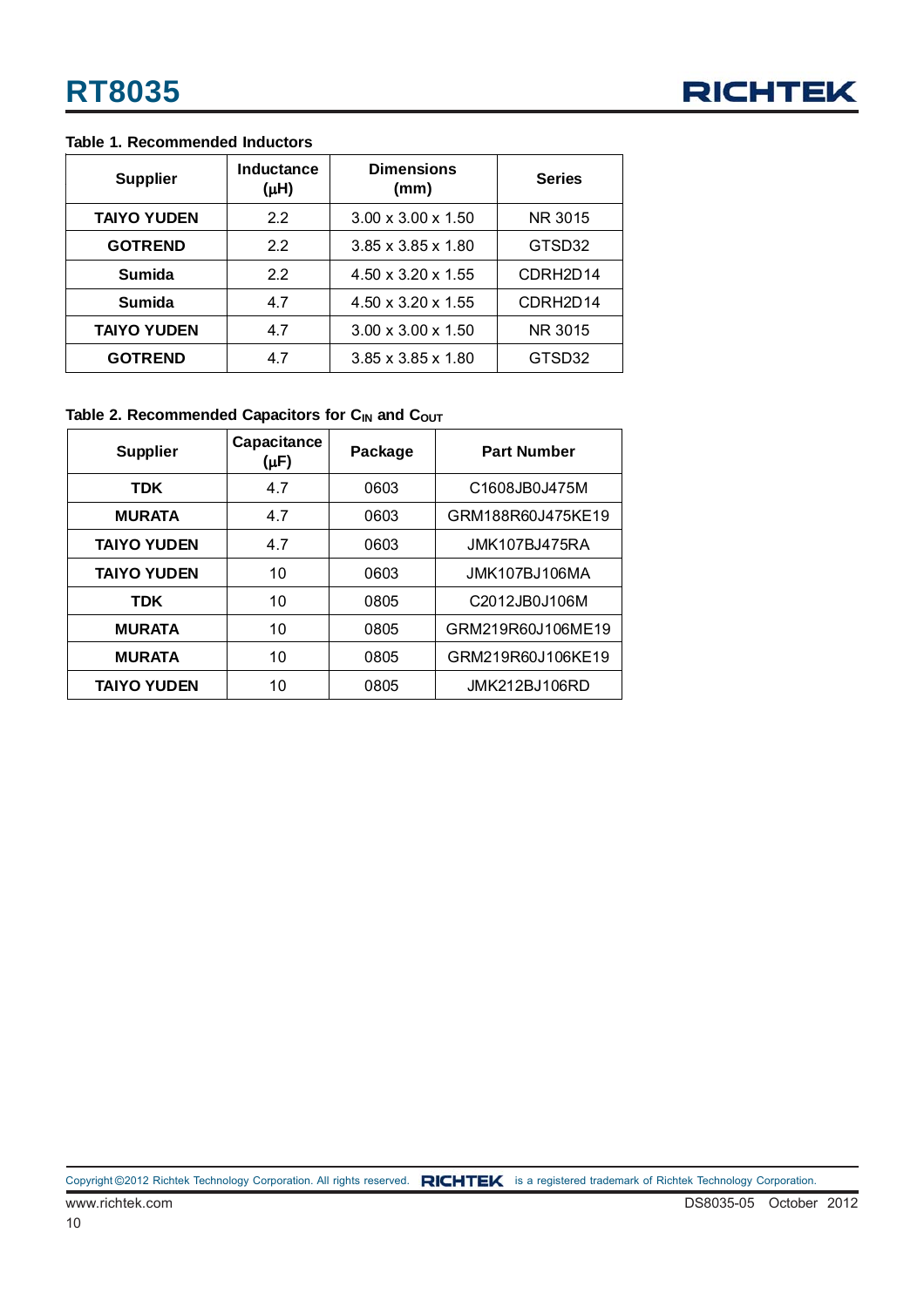**Table 1. Recommended Inductors**

| Supplier | Inductance (μH) | Dimensions (mm) | Series |
|---|---|---|---|
| **TAIYO YUDEN** | 2.2 | 3.00 x 3.00 x 1.50 | NR 3015 |
| **GOTREND** | 2.2 | 3.85 x 3.85 x 1.80 | GTSD32 |
| **Sumida** | 2.2 | 4.50 x 3.20 x 1.55 | CDRH2D14 |
| **Sumida** | 4.7 | 4.50 x 3.20 x 1.55 | CDRH2D14 |
| **TAIYO YUDEN** | 4.7 | 3.00 x 3.00 x 1.50 | NR 3015 |
| **GOTREND** | 4.7 | 3.85 x 3.85 x 1.80 | GTSD32 |

**Table 2. Recommended Capacitors for $C_{IN}$ and $C_{OUT}$**

| Supplier | Capacitance (μF) | Package | Part Number |
|---|---|---|---|
| **TDK** | 4.7 | 0603 | C1608JB0J475M |
| **MURATA** | 4.7 | 0603 | GRM188R60J475KE19 |
| **TAIYO YUDEN** | 4.7 | 0603 | JMK107BJ475RA |
| **TAIYO YUDEN** | 10 | 0603 | JMK107BJ106MA |
| **TDK** | 10 | 0805 | C2012JB0J106M |
| **MURATA** | 10 | 0805 | GRM219R60J106ME19 |
| **MURATA** | 10 | 0805 | GRM219R60J106KE19 |
| **TAIYO YUDEN** | 10 | 0805 | JMK212BJ106RD |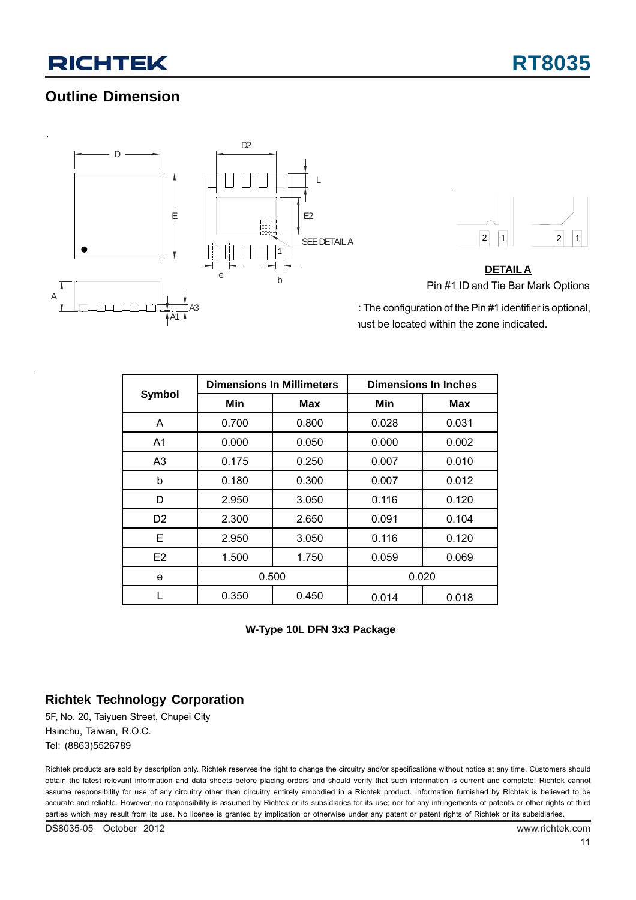## Outline Dimension

D

E

D2

L

E2

SEE DETAIL A

e

b

A

A1

A3

2 1

2 1

**DETAIL A**

Pin #1 ID and Tie Bar Mark Options

: The configuration of the Pin #1 identifier is optional,
ıust be located within the zone indicated.

| Symbol | Dimensions In Millimeters | | Dimensions In Inches | |
|---|---|---|---|---|
| | **Min** | **Max** | **Min** | **Max** |
| A | 0.700 | 0.800 | 0.028 | 0.031 |
| A1 | 0.000 | 0.050 | 0.000 | 0.002 |
| A3 | 0.175 | 0.250 | 0.007 | 0.010 |
| b | 0.180 | 0.300 | 0.007 | 0.012 |
| D | 2.950 | 3.050 | 0.116 | 0.120 |
| D2 | 2.300 | 2.650 | 0.091 | 0.104 |
| E | 2.950 | 3.050 | 0.116 | 0.120 |
| E2 | 1.500 | 1.750 | 0.059 | 0.069 |
| e | 0.500 | | 0.020 | |
| L | 0.350 | 0.450 | 0.014 | 0.018 |

**W-Type 10L DFN 3x3 Package**

## Richtek Technology Corporation

5F, No. 20, Taiyuen Street, Chupei City
Hsinchu, Taiwan, R.O.C.
Tel: (8863)5526789

Richtek products are sold by description only. Richtek reserves the right to change the circuitry and/or specifications without notice at any time. Customers should obtain the latest relevant information and data sheets before placing orders and should verify that such information is current and complete. Richtek cannot assume responsibility for use of any circuitry other than circuitry entirely embodied in a Richtek product. Information furnished by Richtek is believed to be accurate and reliable. However, no responsibility is assumed by Richtek or its subsidiaries for its use; nor for any infringements of patents or other rights of third parties which may result from its use. No license is granted by implication or otherwise under any patent or patent rights of Richtek or its subsidiaries.